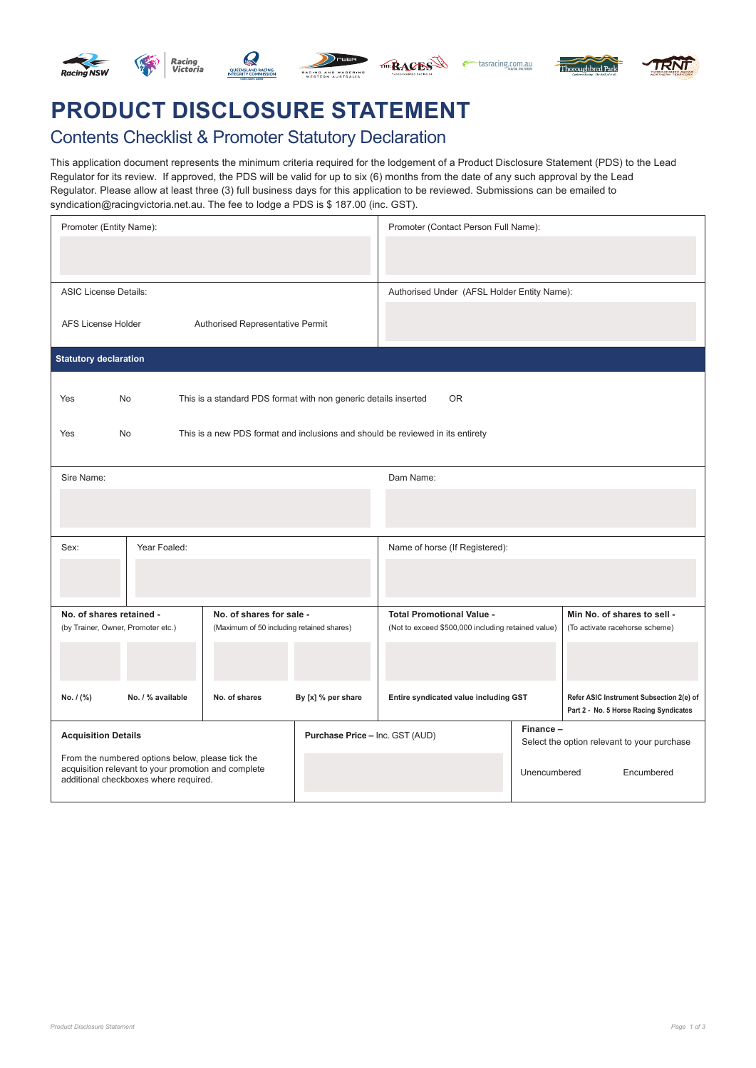# PRODUCT DISCLOSURE STATEMENT

## Contents Checklist & Promoter Statutory Declaration

This application document represents the minimum criteria required for the lodgement of a Product Disclosure Statement (PDS) to the Lead Regulator for its review. If approved, the PDS will be valid for up to six (6) months from the date of any such approval by the Lead Regulator. Please allow at least three (3) full business days for this application to be reviewed. Submissions can be emailed to syndication@racingvictoria.net.au. The fee to lodge a PDS is $ 187.00 (inc. GST).

| Promoter (Entity Name): | Promoter (Contact Person Full Name): |
|---|---|
| | |

| ASIC License Details: | Authorised Under (AFSL Holder Entity Name): |
|---|---|
| AFS License Holder &nbsp;&nbsp;&nbsp; Authorised Representative Permit | |

**Statutory declaration**

Yes &nbsp;&nbsp; No &nbsp;&nbsp; This is a standard PDS format with non generic details inserted &nbsp;&nbsp; OR

Yes &nbsp;&nbsp; No &nbsp;&nbsp; This is a new PDS format and inclusions and should be reviewed in its entirety

| Sire Name: | Dam Name: |
|---|---|
| | |

| Sex: | Year Foaled: | Name of horse (If Registered): |
|---|---|---|
| | | |

| **No. of shares retained -** (by Trainer, Owner, Promoter etc.) | | **No. of shares for sale -** (Maximum of 50 including retained shares) | | **Total Promotional Value -** (Not to exceed $500,000 including retained value) | **Min No. of shares to sell -** (To activate racehorse scheme) |
|---|---|---|---|---|---|
| | | | | | |
| **No. / (%)** | **No. / % available** | **No. of shares** | **By [x] % per share** | **Entire syndicated value including GST** | **Refer ASIC Instrument Subsection 2(e) of Part 2 - No. 5 Horse Racing Syndicates** |

| **Acquisition Details** | **Purchase Price** – Inc. GST (AUD) | **Finance –** Select the option relevant to your purchase |
|---|---|---|
| From the numbered options below, please tick the acquisition relevant to your promotion and complete additional checkboxes where required. | | Unencumbered &nbsp;&nbsp; Encumbered |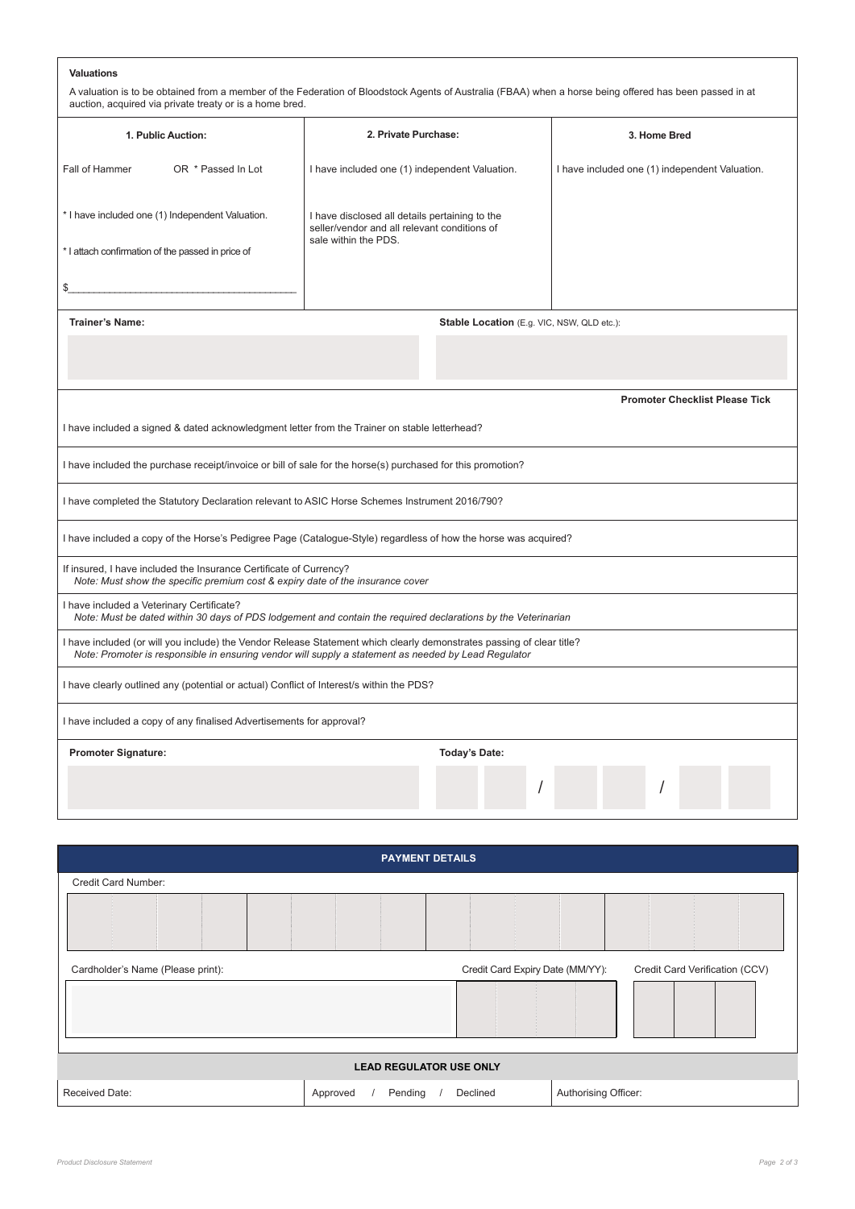**Valuations**

A valuation is to be obtained from a member of the Federation of Bloodstock Agents of Australia (FBAA) when a horse being offered has been passed in at auction, acquired via private treaty or is a home bred.

| 1. Public Auction: | 2. Private Purchase: | 3. Home Bred |
|---|---|---|
| Fall of Hammer OR * Passed In Lot | I have included one (1) independent Valuation. | I have included one (1) independent Valuation. |
| * I have included one (1) Independent Valuation. | I have disclosed all details pertaining to the seller/vendor and all relevant conditions of sale within the PDS. | |
| * I attach confirmation of the passed in price of | | |
| $____________________________________________ | | |

**Trainer's Name:**

**Stable Location** (E.g. VIC, NSW, QLD etc.):

| | **Promoter Checklist Please Tick** |
|---|---|
| I have included a signed & dated acknowledgment letter from the Trainer on stable letterhead? | |
| I have included the purchase receipt/invoice or bill of sale for the horse(s) purchased for this promotion? | |
| I have completed the Statutory Declaration relevant to ASIC Horse Schemes Instrument 2016/790? | |
| I have included a copy of the Horse's Pedigree Page (Catalogue-Style) regardless of how the horse was acquired? | |
| If insured, I have included the Insurance Certificate of Currency? *Note: Must show the specific premium cost & expiry date of the insurance cover* | |
| I have included a Veterinary Certificate? *Note: Must be dated within 30 days of PDS lodgement and contain the required declarations by the Veterinarian* | |
| I have included (or will you include) the Vendor Release Statement which clearly demonstrates passing of clear title? *Note: Promoter is responsible in ensuring vendor will supply a statement as needed by Lead Regulator* | |
| I have clearly outlined any (potential or actual) Conflict of Interest/s within the PDS? | |
| I have included a copy of any finalised Advertisements for approval? | |

**Promoter Signature:**

**Today's Date:** __ __ / __ __ / __ __

## PAYMENT DETAILS

Credit Card Number:

Cardholder's Name (Please print):

Credit Card Expiry Date (MM/YY):

Credit Card Verification (CCV)

### LEAD REGULATOR USE ONLY

| Received Date: | Approved / Pending / Declined | Authorising Officer: |
|---|---|---|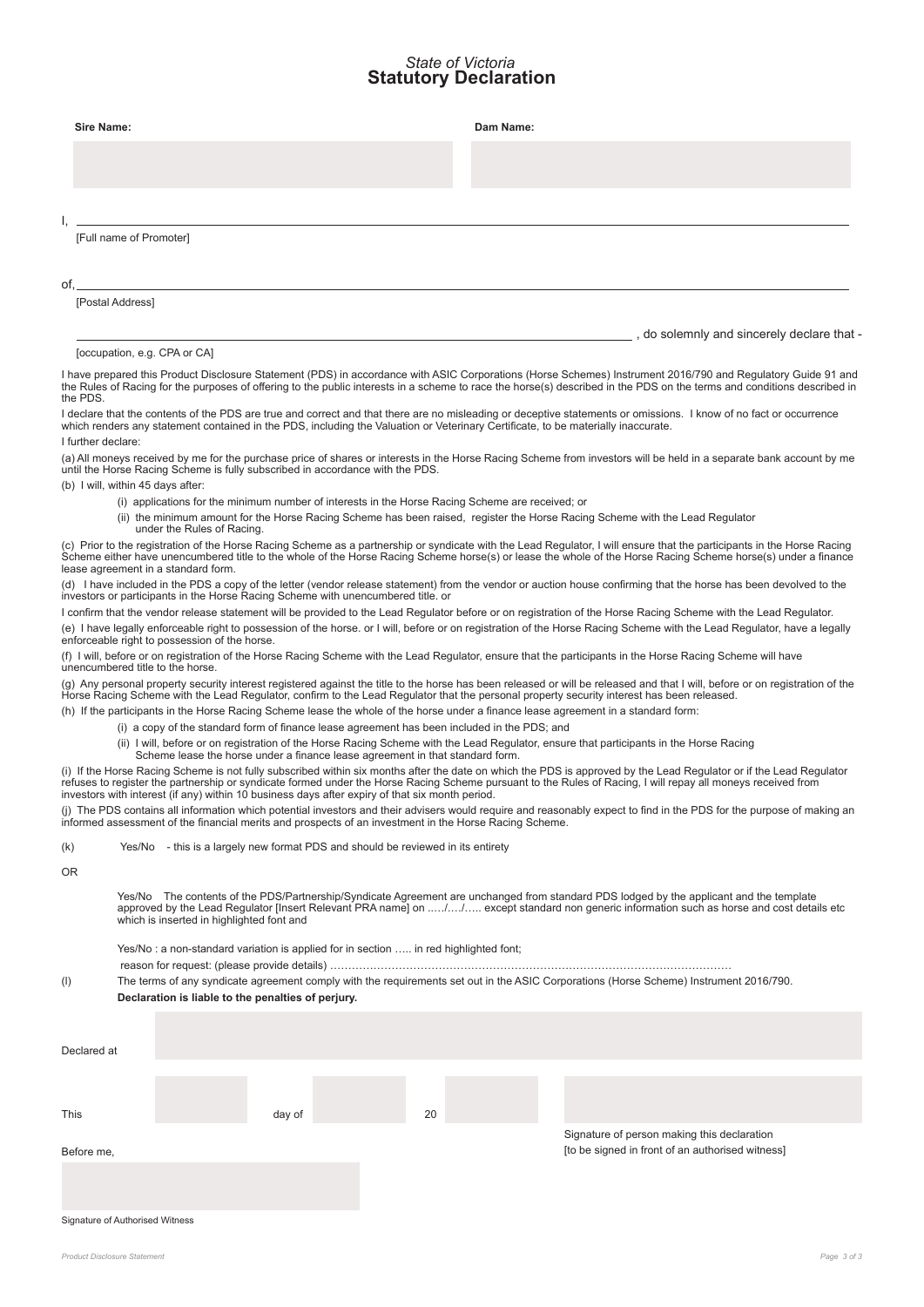*State of Victoria*
# Statutory Declaration

| Sire Name: | Dam Name: |
|---|---|
| | |

I, ______________________________________________________________

[Full name of Promoter]

of, ______________________________________________________________

[Postal Address]

______________________________________________________________ , do solemnly and sincerely declare that -

[occupation, e.g. CPA or CA]

I have prepared this Product Disclosure Statement (PDS) in accordance with ASIC Corporations (Horse Schemes) Instrument 2016/790 and Regulatory Guide 91 and the Rules of Racing for the purposes of offering to the public interests in a scheme to race the horse(s) described in the PDS on the terms and conditions described in the PDS.

I declare that the contents of the PDS are true and correct and that there are no misleading or deceptive statements or omissions. I know of no fact or occurrence which renders any statement contained in the PDS, including the Valuation or Veterinary Certificate, to be materially inaccurate.

I further declare:

(a) All moneys received by me for the purchase price of shares or interests in the Horse Racing Scheme from investors will be held in a separate bank account by me until the Horse Racing Scheme is fully subscribed in accordance with the PDS.

(b) I will, within 45 days after:

- (i) applications for the minimum number of interests in the Horse Racing Scheme are received; or
- (ii) the minimum amount for the Horse Racing Scheme has been raised, register the Horse Racing Scheme with the Lead Regulator under the Rules of Racing.

(c) Prior to the registration of the Horse Racing Scheme as a partnership or syndicate with the Lead Regulator, I will ensure that the participants in the Horse Racing Scheme either have unencumbered title to the whole of the Horse Racing Scheme horse(s) or lease the whole of the Horse Racing Scheme horse(s) under a finance lease agreement in a standard form.

(d) I have included in the PDS a copy of the letter (vendor release statement) from the vendor or auction house confirming that the horse has been devolved to the investors or participants in the Horse Racing Scheme with unencumbered title. or

I confirm that the vendor release statement will be provided to the Lead Regulator before or on registration of the Horse Racing Scheme with the Lead Regulator.

(e) I have legally enforceable right to possession of the horse. or I will, before or on registration of the Horse Racing Scheme with the Lead Regulator, have a legally enforceable right to possession of the horse.

(f) I will, before or on registration of the Horse Racing Scheme with the Lead Regulator, ensure that the participants in the Horse Racing Scheme will have unencumbered title to the horse.

(g) Any personal property security interest registered against the title to the horse has been released or will be released and that I will, before or on registration of the Horse Racing Scheme with the Lead Regulator, confirm to the Lead Regulator that the personal property security interest has been released.

(h) If the participants in the Horse Racing Scheme lease the whole of the horse under a finance lease agreement in a standard form:

- (i) a copy of the standard form of finance lease agreement has been included in the PDS; and
- (ii) I will, before or on registration of the Horse Racing Scheme with the Lead Regulator, ensure that participants in the Horse Racing Scheme lease the horse under a finance lease agreement in that standard form.

(i) If the Horse Racing Scheme is not fully subscribed within six months after the date on which the PDS is approved by the Lead Regulator or if the Lead Regulator refuses to register the partnership or syndicate formed under the Horse Racing Scheme pursuant to the Rules of Racing, I will repay all moneys received from investors with interest (if any) within 10 business days after expiry of that six month period.

(j) The PDS contains all information which potential investors and their advisers would require and reasonably expect to find in the PDS for the purpose of making an informed assessment of the financial merits and prospects of an investment in the Horse Racing Scheme.

(k) Yes/No - this is a largely new format PDS and should be reviewed in its entirety

OR

Yes/No The contents of the PDS/Partnership/Syndicate Agreement are unchanged from standard PDS lodged by the applicant and the template approved by the Lead Regulator [Insert Relevant PRA name] on ...../..../..... except standard non generic information such as horse and cost details etc which is inserted in highlighted font and

Yes/No : a non-standard variation is applied for in section ..... in red highlighted font;

reason for request: (please provide details) ……………………………………………………………………………………………………

(l) The terms of any syndicate agreement comply with the requirements set out in the ASIC Corporations (Horse Scheme) Instrument 2016/790.

**Declaration is liable to the penalties of perjury.**

Declared at ______________________

This ________ day of ________ 20 ________

______________________
Signature of person making this declaration
[to be signed in front of an authorised witness]

Before me,

______________________
Signature of Authorised Witness